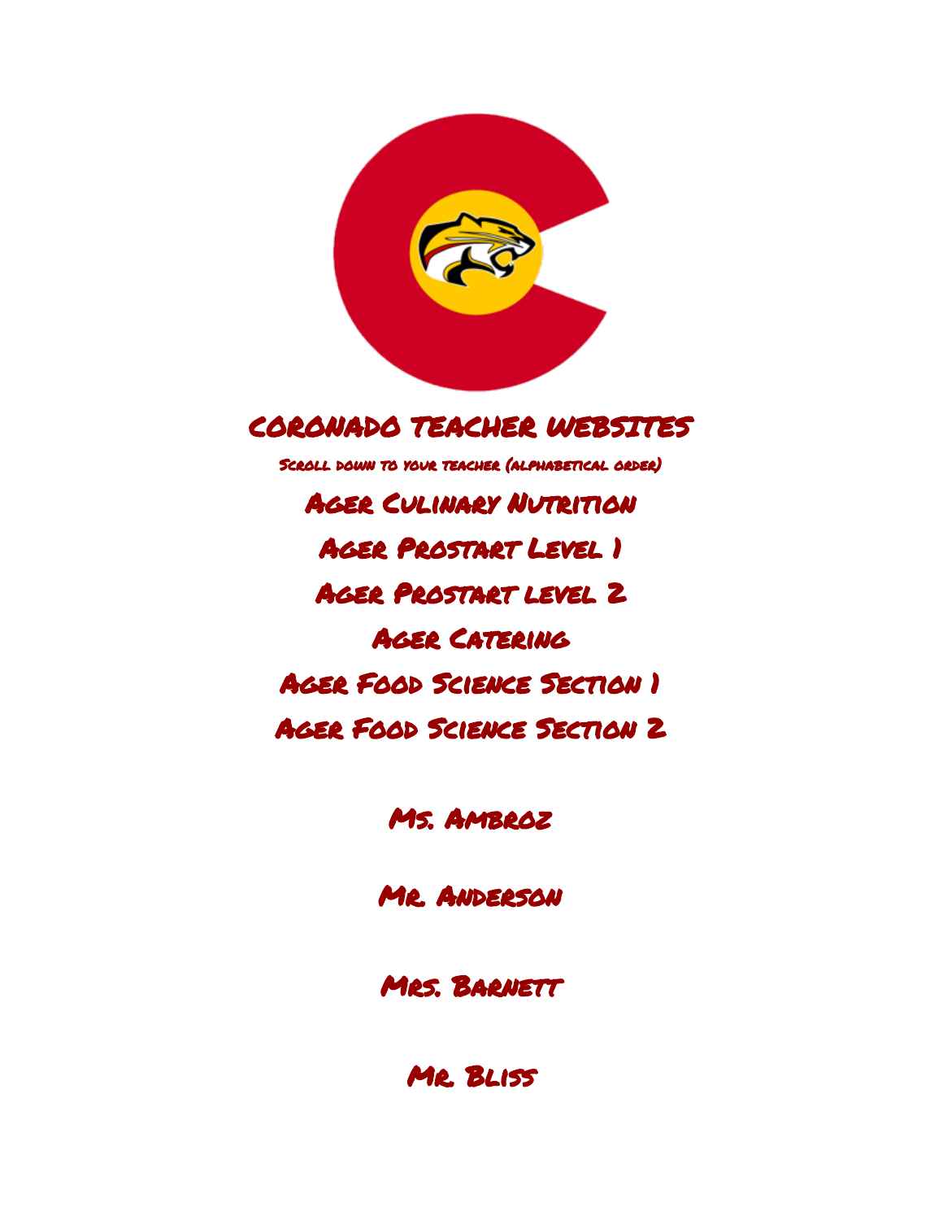# CORONADO TEACHER WEBSITES

Scroll down to your teacher (alphabetical order)

Ager Culinary Nutrition

Ager Prostart Level 1

Ager Prostart level 2

Ager Catering

Ager Food Science Section 1

Ager Food Science Section 2

Ms. Ambroz

Mr. Anderson

Mrs. Barnett

Mr. Bliss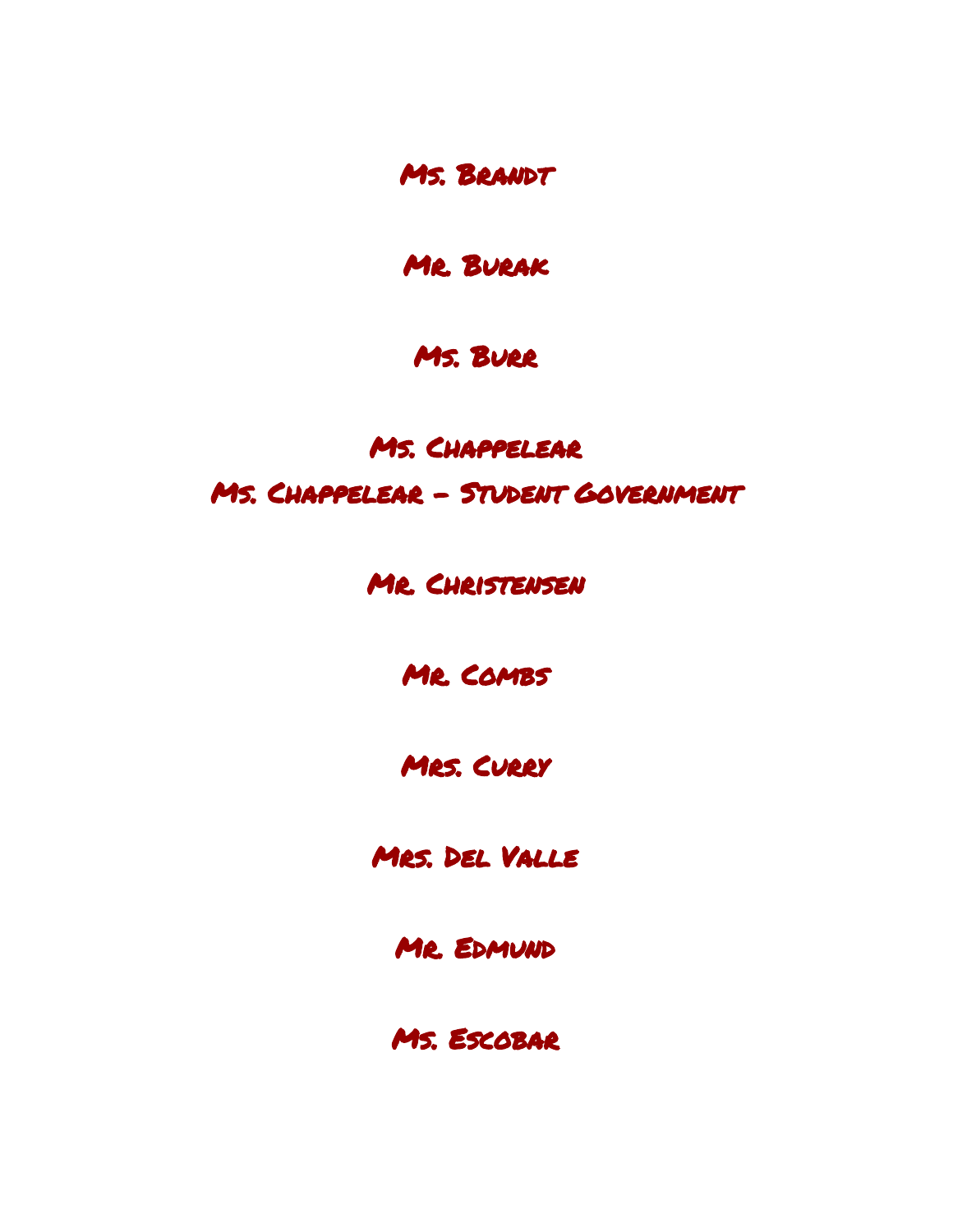Ms. Brandt

Mr. Burak

Ms. Burr

Ms. Chappelear

Ms. Chappelear – Student Government

Mr. Christensen

Mr. Combs

Mrs. Curry

Mrs. Del Valle

Mr. Edmund

Ms. Escobar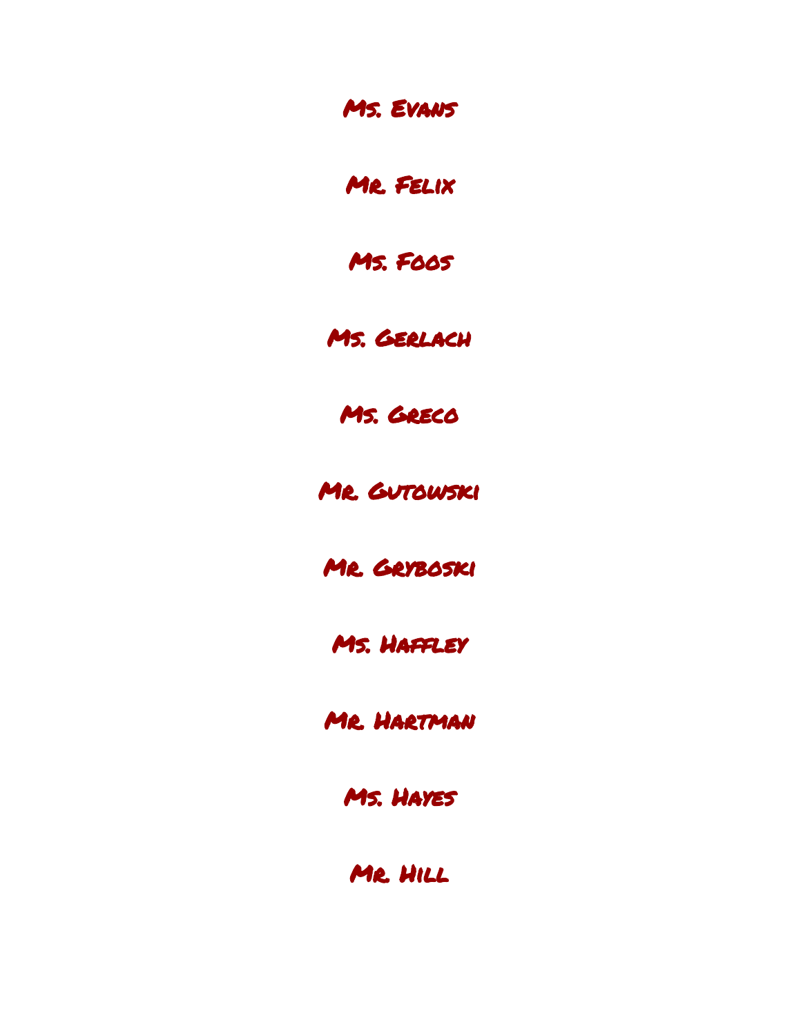Ms. Evans

Mr. Felix

Ms. Foos

Ms. Gerlach

Ms. Greco

Mr. Gutowski

Mr. Gryboski

Ms. Haffley

Mr. Hartman

Ms. Hayes

Mr. Hill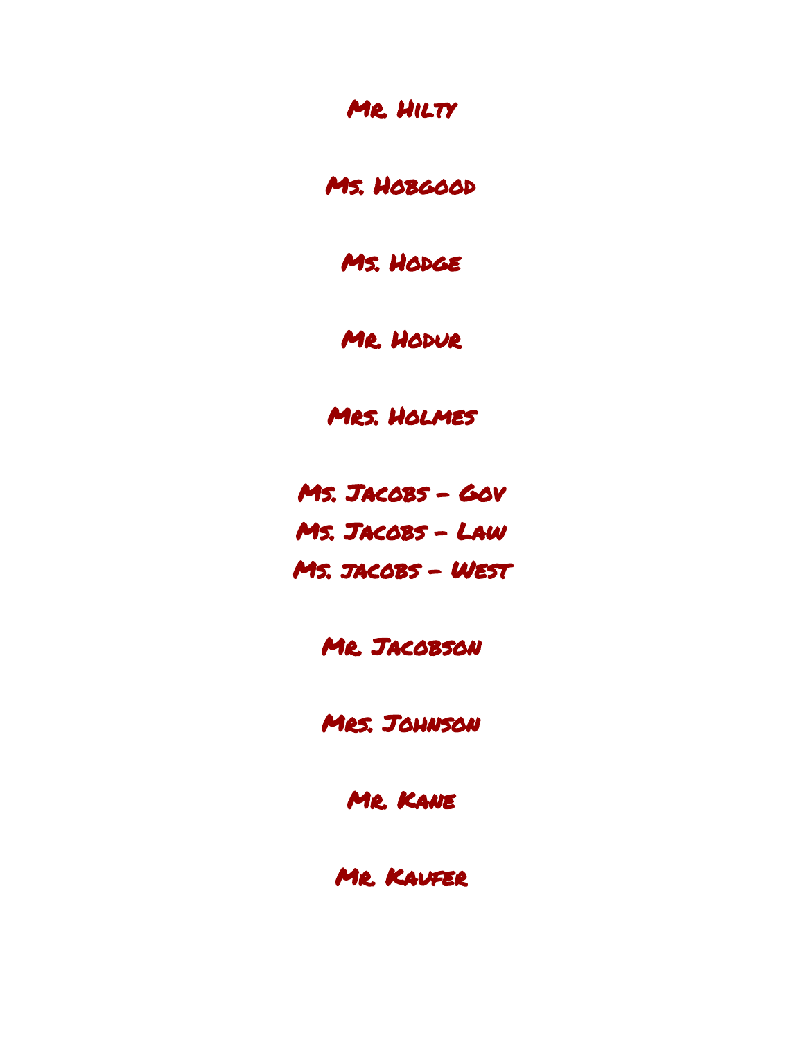Mr. Hilty

Ms. Hobgood

Ms. Hodge

Mr. Hodur

Mrs. Holmes

Ms. Jacobs – Gov
Ms. Jacobs – Law
Ms. jacobs – West

Mr. Jacobson

Mrs. Johnson

Mr. Kane

Mr. Kaufer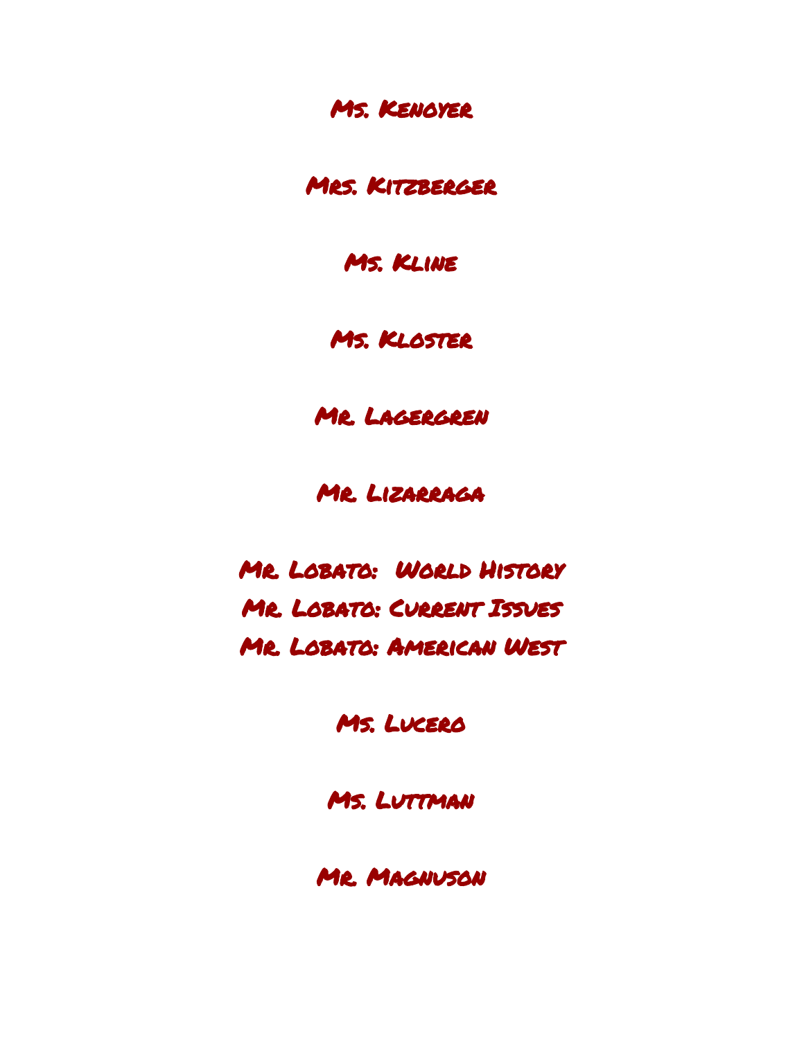Ms. Kenoyer

Mrs. Kitzberger

Ms. Kline

Ms. Kloster

Mr. Lagergren

Mr. Lizarraga

Mr. Lobato: World History
Mr. Lobato: Current Issues
Mr. Lobato: American West

Ms. Lucero

Ms. Luttman

Mr. Magnuson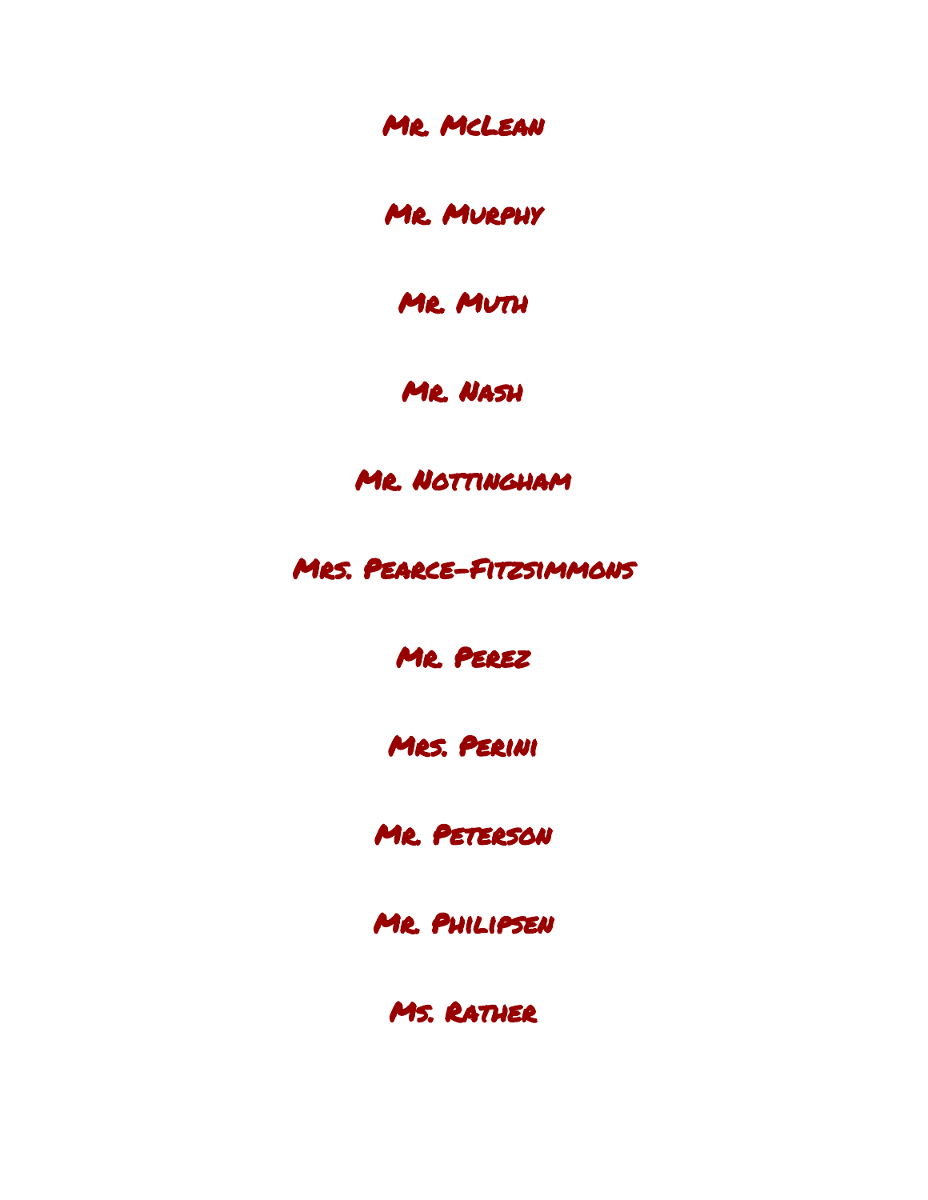Mr. McLean

Mr. Murphy

Mr. Muth

Mr. Nash

Mr. Nottingham

Mrs. Pearce-Fitzsimmons

Mr. Perez

Mrs. Perini

Mr. Peterson

Mr. Philipsen

Ms. Rather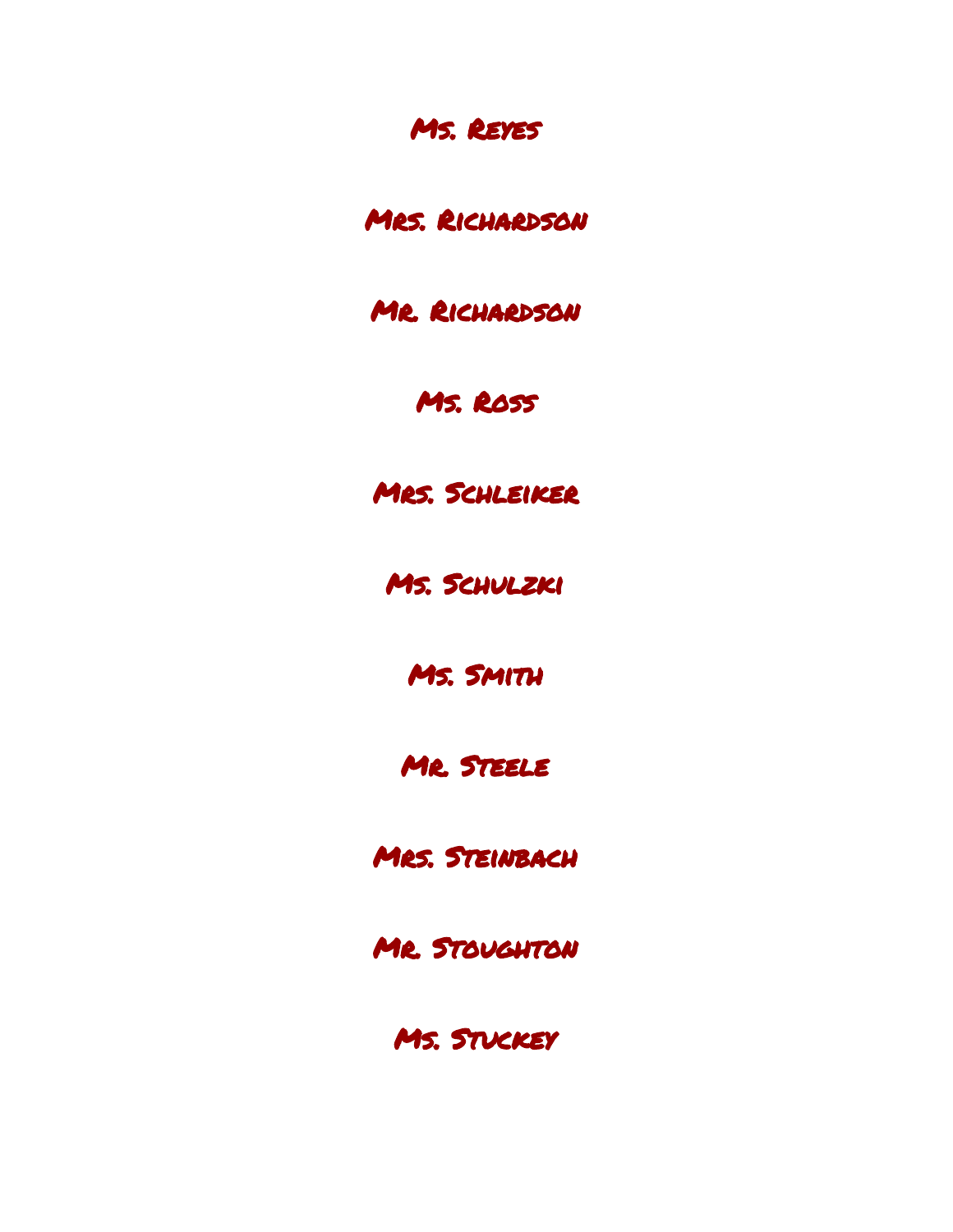Ms. Reyes

Mrs. Richardson

Mr. Richardson

Ms. Ross

Mrs. Schleiker

Ms. Schulzki

Ms. Smith

Mr. Steele

Mrs. Steinbach

Mr. Stoughton

Ms. Stuckey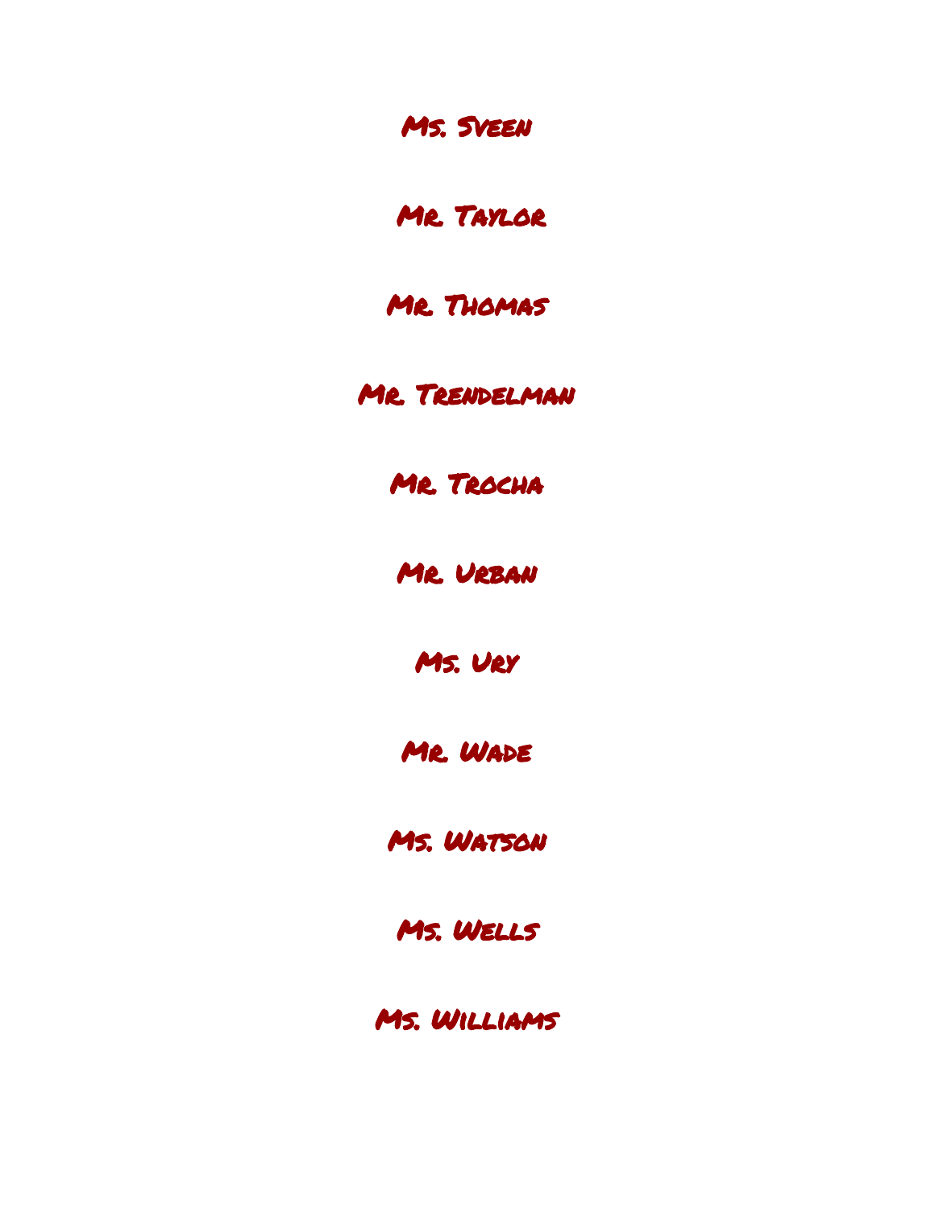Ms. Sveen

Mr. Taylor

Mr. Thomas

Mr. Trendelman

Mr. Trocha

Mr. Urban

Ms. Ury

Mr. Wade

Ms. Watson

Ms. Wells

Ms. Williams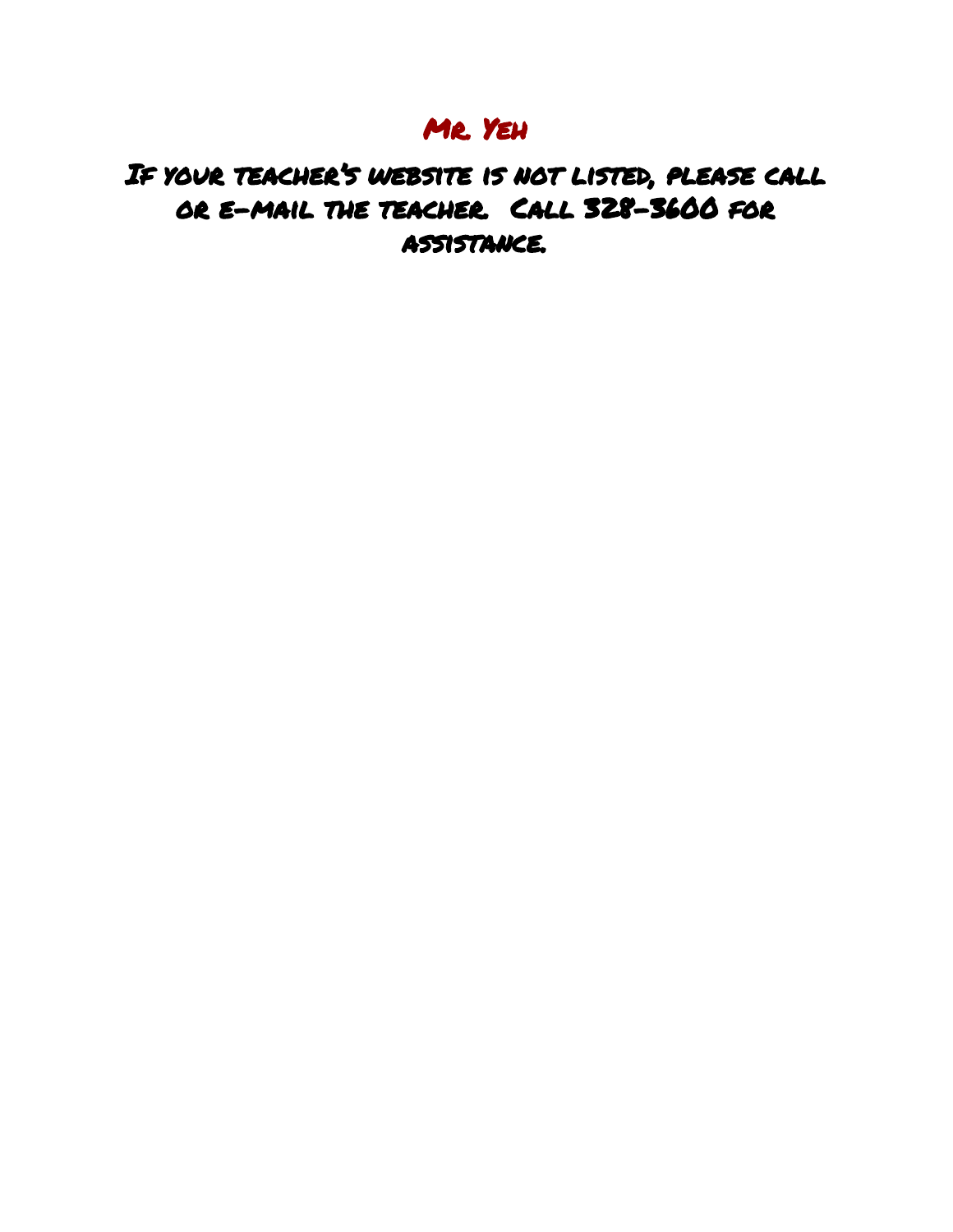# Mr. Yeh

## If your teacher's website is not listed, please call or e-mail the teacher. Call 328-3600 for assistance.